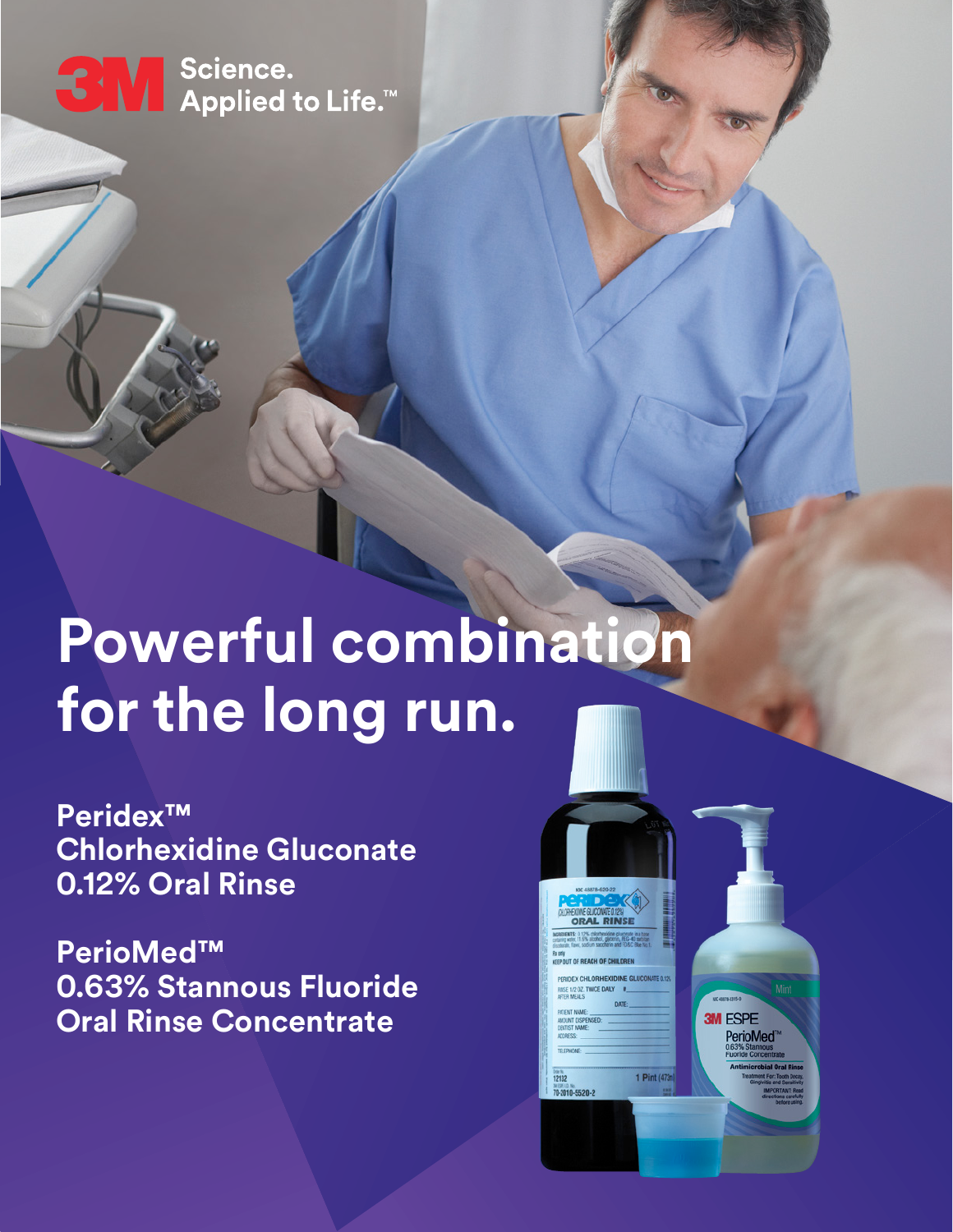3M Science. Applied to Life.™

# Powerful combination for the long run.

**Peridex™ Chlorhexidine Gluconate 0.12% Oral Rinse**

**PerioMed™ 0.63% Stannous Fluoride Oral Rinse Concentrate**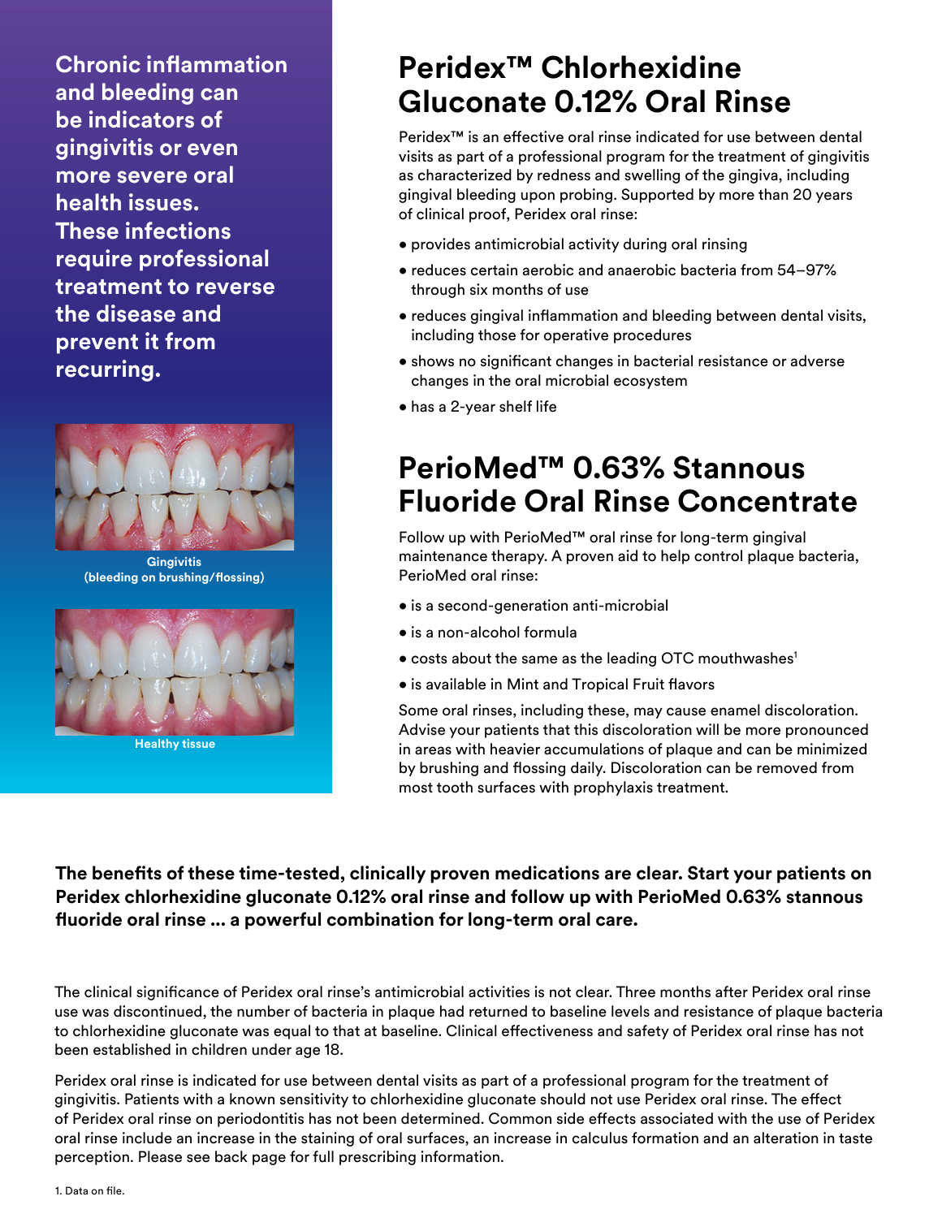**Chronic inflammation and bleeding can be indicators of gingivitis or even more severe oral health issues. These infections require professional treatment to reverse the disease and prevent it from recurring.**

Gingivitis (bleeding on brushing/flossing)

Healthy tissue

## Peridex™ Chlorhexidine Gluconate 0.12% Oral Rinse

Peridex™ is an effective oral rinse indicated for use between dental visits as part of a professional program for the treatment of gingivitis as characterized by redness and swelling of the gingiva, including gingival bleeding upon probing. Supported by more than 20 years of clinical proof, Peridex oral rinse:

- provides antimicrobial activity during oral rinsing
- reduces certain aerobic and anaerobic bacteria from 54–97% through six months of use
- reduces gingival inflammation and bleeding between dental visits, including those for operative procedures
- shows no significant changes in bacterial resistance or adverse changes in the oral microbial ecosystem
- has a 2-year shelf life

## PerioMed™ 0.63% Stannous Fluoride Oral Rinse Concentrate

Follow up with PerioMed™ oral rinse for long-term gingival maintenance therapy. A proven aid to help control plaque bacteria, PerioMed oral rinse:

- is a second-generation anti-microbial
- is a non-alcohol formula
- costs about the same as the leading OTC mouthwashes[1]
- is available in Mint and Tropical Fruit flavors

Some oral rinses, including these, may cause enamel discoloration. Advise your patients that this discoloration will be more pronounced in areas with heavier accumulations of plaque and can be minimized by brushing and flossing daily. Discoloration can be removed from most tooth surfaces with prophylaxis treatment.

**The benefits of these time-tested, clinically proven medications are clear. Start your patients on Peridex chlorhexidine gluconate 0.12% oral rinse and follow up with PerioMed 0.63% stannous fluoride oral rinse ... a powerful combination for long-term oral care.**

The clinical significance of Peridex oral rinse's antimicrobial activities is not clear. Three months after Peridex oral rinse use was discontinued, the number of bacteria in plaque had returned to baseline levels and resistance of plaque bacteria to chlorhexidine gluconate was equal to that at baseline. Clinical effectiveness and safety of Peridex oral rinse has not been established in children under age 18.

Peridex oral rinse is indicated for use between dental visits as part of a professional program for the treatment of gingivitis. Patients with a known sensitivity to chlorhexidine gluconate should not use Peridex oral rinse. The effect of Peridex oral rinse on periodontitis has not been determined. Common side effects associated with the use of Peridex oral rinse include an increase in the staining of oral surfaces, an increase in calculus formation and an alteration in taste perception. Please see back page for full prescribing information.

1. Data on file.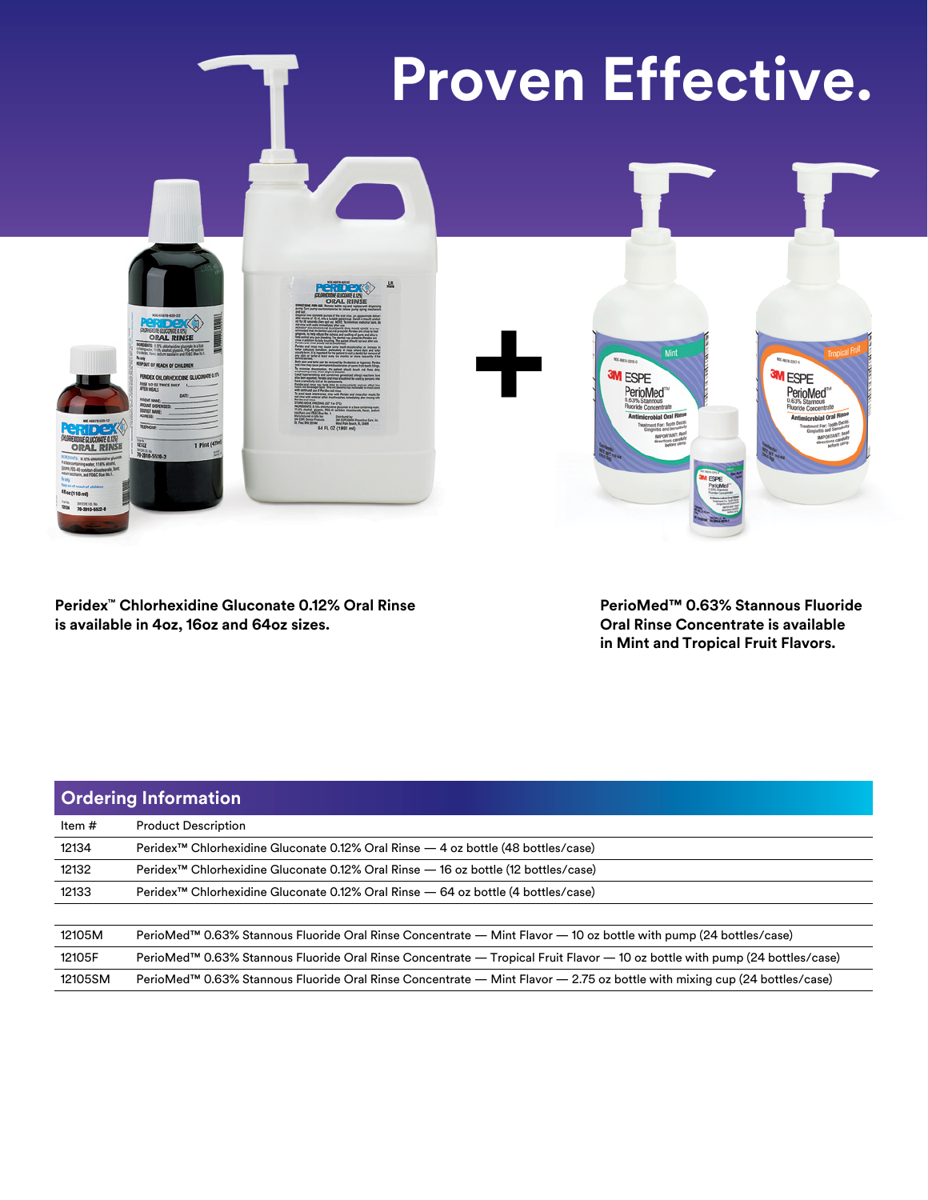# Proven Effective.

**Peridex™ Chlorhexidine Gluconate 0.12% Oral Rinse is available in 4oz, 16oz and 64oz sizes.**

**PerioMed™ 0.63% Stannous Fluoride Oral Rinse Concentrate is available in Mint and Tropical Fruit Flavors.**

## Ordering Information

| Item # | Product Description |
|---|---|
| 12134 | Peridex™ Chlorhexidine Gluconate 0.12% Oral Rinse — 4 oz bottle (48 bottles/case) |
| 12132 | Peridex™ Chlorhexidine Gluconate 0.12% Oral Rinse — 16 oz bottle (12 bottles/case) |
| 12133 | Peridex™ Chlorhexidine Gluconate 0.12% Oral Rinse — 64 oz bottle (4 bottles/case) |
| | |
| 12105M | PerioMed™ 0.63% Stannous Fluoride Oral Rinse Concentrate — Mint Flavor — 10 oz bottle with pump (24 bottles/case) |
| 12105F | PerioMed™ 0.63% Stannous Fluoride Oral Rinse Concentrate — Tropical Fruit Flavor — 10 oz bottle with pump (24 bottles/case) |
| 12105SM | PerioMed™ 0.63% Stannous Fluoride Oral Rinse Concentrate — Mint Flavor — 2.75 oz bottle with mixing cup (24 bottles/case) |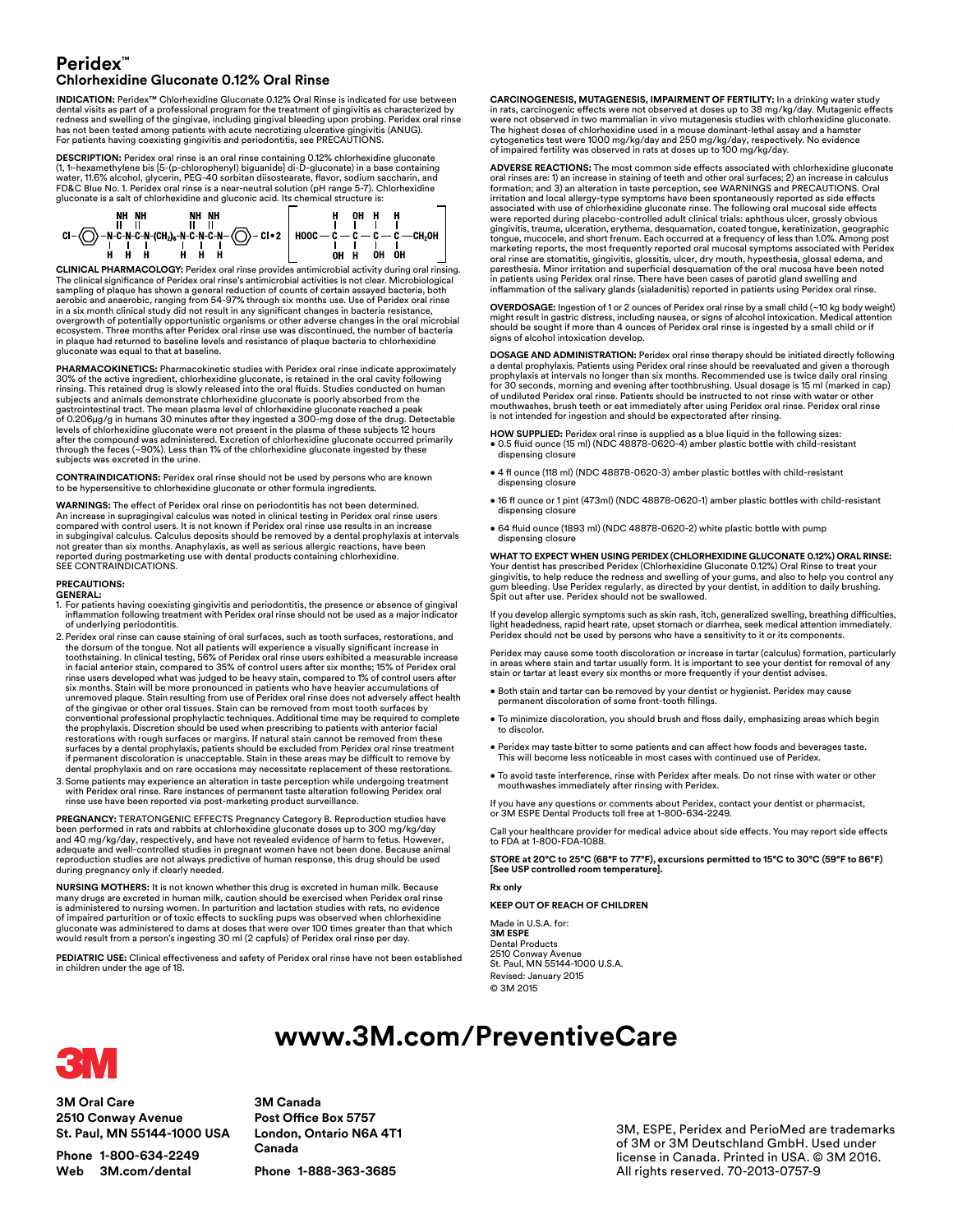# Peridex™

## Chlorhexidine Gluconate 0.12% Oral Rinse

**INDICATION:** Peridex™ Chlorhexidine Gluconate 0.12% Oral Rinse is indicated for use between dental visits as part of a professional program for the treatment of gingivitis as characterized by redness and swelling of the gingivae, including gingival bleeding upon probing. Peridex oral rinse has not been tested among patients with acute necrotizing ulcerative gingivitis (ANUG). For patients having coexisting gingivitis and periodontitis, see PRECAUTIONS.

**DESCRIPTION:** Peridex oral rinse is an oral rinse containing 0.12% chlorhexidine gluconate (1, 1'-hexamethylene bis [5-(p-chlorophenyl) biguanide] di-D-gluconate) in a base containing water, 11.6% alcohol, glycerin, PEG-40 sorbitan diisostearate, flavor, sodium saccharin, and FD&C Blue No. 1. Peridex oral rinse is a near-neutral solution (pH range 5-7). Chlorhexidine gluconate is a salt of chlorhexidine and gluconic acid. Its chemical structure is:

$$Cl-C_6H_4-NH-C(=NH)-NH-C(=NH)-NH-(CH_2)_6-NH-C(=NH)-NH-C(=NH)-NH-C_6H_4-Cl \bullet 2\left[HOOC-CH(OH)-CH(OH)-CH(OH)-CH(OH)-CH_2OH\right]$$

**CLINICAL PHARMACOLOGY:** Peridex oral rinse provides antimicrobial activity during oral rinsing. The clinical significance of Peridex oral rinse's antimicrobial activities is not clear. Microbiological sampling of plaque has shown a general reduction of counts of certain assayed bacteria, both aerobic and anaerobic, ranging from 54-97% through six months use. Use of Peridex oral rinse in a six month clinical study did not result in any significant changes in bacteria resistance, overgrowth of potentially opportunistic organisms or other adverse changes in the oral microbial ecosystem. Three months after Peridex oral rinse use was discontinued, the number of bacteria in plaque had returned to baseline levels and resistance of plaque bacteria to chlorhexidine gluconate was equal to that at baseline.

**PHARMACOKINETICS:** Pharmacokinetic studies with Peridex oral rinse indicate approximately 30% of the active ingredient, chlorhexidine gluconate, is retained in the oral cavity following rinsing. This retained drug is slowly released into the oral fluids. Studies conducted on human subjects and animals demonstrate chlorhexidine gluconate is poorly absorbed from the gastrointestinal tract. The mean plasma level of chlorhexidine gluconate reached a peak of 0.206µg/g in humans 30 minutes after they ingested a 300-mg dose of the drug. Detectable levels of chlorhexidine gluconate were not present in the plasma of these subjects 12 hours after the compound was administered. Excretion of chlorhexidine gluconate occurred primarily through the feces (~90%). Less than 1% of the chlorhexidine gluconate ingested by these subjects was excreted in the urine.

**CONTRAINDICATIONS:** Peridex oral rinse should not be used by persons who are known to be hypersensitive to chlorhexidine gluconate or other formula ingredients.

**WARNINGS:** The effect of Peridex oral rinse on periodontitis has not been determined. An increase in supragingival calculus was noted in clinical testing in Peridex oral rinse users compared with control users. It is not known if Peridex oral rinse use results in an increase in subgingival calculus. Calculus deposits should be removed by a dental prophylaxis at intervals not greater than six months. Anaphylaxis, as well as serious allergic reactions, have been reported during postmarketing use with dental products containing chlorhexidine. SEE CONTRAINDICATIONS.

**PRECAUTIONS:**

**GENERAL:**

1. For patients having coexisting gingivitis and periodontitis, the presence or absence of gingival inflammation following treatment with Peridex oral rinse should not be used as a major indicator of underlying periodontitis.
2. Peridex oral rinse can cause staining of oral surfaces, such as tooth surfaces, restorations, and the dorsum of the tongue. Not all patients will experience a visually significant increase in toothstaining. In clinical testing, 56% of Peridex oral rinse users exhibited a measurable increase in facial anterior stain, compared to 35% of control users after six months; 15% of Peridex oral rinse users developed what was judged to be heavy stain, compared to 1% of control users after six months. Stain will be more pronounced in patients who have heavier accumulations of unremoved plaque. Stain resulting from use of Peridex oral rinse does not adversely affect health of the gingivae or other oral tissues. Stain can be removed from most tooth surfaces by conventional professional prophylactic techniques. Additional time may be required to complete the prophylaxis. Discretion should be used when prescribing to patients with anterior facial restorations with rough surfaces or margins. If natural stain cannot be removed from these surfaces by a dental prophylaxis, patients should be excluded from Peridex oral rinse treatment if permanent discoloration is unacceptable. Stain in these areas may be difficult to remove by dental prophylaxis and on rare occasions may necessitate replacement of these restorations.
3. Some patients may experience an alteration in taste perception while undergoing treatment with Peridex oral rinse. Rare instances of permanent taste alteration following Peridex oral rinse use have been reported via post-marketing product surveillance.

**PREGNANCY:** TERATONGENIC EFFECTS Pregnancy Category B. Reproduction studies have been performed in rats and rabbits at chlorhexidine gluconate doses up to 300 mg/kg/day and 40 mg/kg/day, respectively, and have not revealed evidence of harm to fetus. However, adequate and well-controlled studies in pregnant women have not been done. Because animal reproduction studies are not always predictive of human response, this drug should be used during pregnancy only if clearly needed.

**NURSING MOTHERS:** It is not known whether this drug is excreted in human milk. Because many drugs are excreted in human milk, caution should be exercised when Peridex oral rinse is administered to nursing women. In parturition and lactation studies with rats, no evidence of impaired parturition or of toxic effects to suckling pups was observed when chlorhexidine gluconate was administered to dams at doses that were over 100 times greater than that which would result from a person's ingesting 30 ml (2 capfuls) of Peridex oral rinse per day.

**PEDIATRIC USE:** Clinical effectiveness and safety of Peridex oral rinse have not been established in children under the age of 18.

**CARCINOGENESIS, MUTAGENESIS, IMPAIRMENT OF FERTILITY:** In a drinking water study in rats, carcinogenic effects were not observed at doses up to 38 mg/kg/day. Mutagenic effects were not observed in two mammalian in vivo mutagenesis studies with chlorhexidine gluconate. The highest doses of chlorhexidine used in a mouse dominant-lethal assay and a hamster cytogenetics test were 1000 mg/kg/day and 250 mg/kg/day, respectively. No evidence of impaired fertility was observed in rats at doses up to 100 mg/kg/day.

**ADVERSE REACTIONS:** The most common side effects associated with chlorhexidine gluconate oral rinses are: 1) an increase in staining of teeth and other oral surfaces; 2) an increase in calculus formation; and 3) an alteration in taste perception, see WARNINGS and PRECAUTIONS. Oral irritation and local allergy-type symptoms have been spontaneously reported as side effects associated with use of chlorhexidine gluconate rinse. The following oral mucosal side effects were reported during placebo-controlled adult clinical trials: aphthous ulcer, grossly obvious gingivitis, trauma, ulceration, erythema, desquamation, coated tongue, keratinization, geographic tongue, mucocele, and short frenum. Each occurred at a frequency of less than 1.0%. Among post marketing reports, the most frequently reported oral mucosal symptoms associated with Peridex oral rinse are stomatitis, gingivitis, glossitis, ulcer, dry mouth, hypesthesia, glossal edema, and paresthesia. Minor irritation and superficial desquamation of the oral mucosa have been noted in patients using Peridex oral rinse. There have been cases of parotid gland swelling and inflammation of the salivary glands (sialadenitis) reported in patients using Peridex oral rinse.

**OVERDOSAGE:** Ingestion of 1 or 2 ounces of Peridex oral rinse by a small child (~10 kg body weight) might result in gastric distress, including nausea, or signs of alcohol intoxication. Medical attention should be sought if more than 4 ounces of Peridex oral rinse is ingested by a small child or if signs of alcohol intoxication develop.

**DOSAGE AND ADMINISTRATION:** Peridex oral rinse therapy should be initiated directly following a dental prophylaxis. Patients using Peridex oral rinse should be reevaluated and given a thorough prophylaxis at intervals no longer than six months. Recommended use is twice daily oral rinsing for 30 seconds, morning and evening after toothbrushing. Usual dosage is 15 ml (marked in cap) of undiluted Peridex oral rinse. Patients should be instructed to not rinse with water or other mouthwashes, brush teeth or eat immediately after using Peridex oral rinse. Peridex oral rinse is not intended for ingestion and should be expectorated after rinsing.

**HOW SUPPLIED:** Peridex oral rinse is supplied as a blue liquid in the following sizes:

- 0.5 fluid ounce (15 ml) (NDC 48878-0620-4) amber plastic bottle with child-resistant dispensing closure
- 4 fl ounce (118 ml) (NDC 48878-0620-3) amber plastic bottles with child-resistant dispensing closure
- 16 fl ounce or 1 pint (473ml) (NDC 48878-0620-1) amber plastic bottles with child-resistant dispensing closure
- 64 fluid ounce (1893 ml) (NDC 48878-0620-2) white plastic bottle with pump dispensing closure

**WHAT TO EXPECT WHEN USING PERIDEX (CHLORHEXIDINE GLUCONATE 0.12%) ORAL RINSE:** Your dentist has prescribed Peridex (Chlorhexidine Gluconate 0.12%) Oral Rinse to treat your gingivitis, to help reduce the redness and swelling of your gums, and also to help you control any gum bleeding. Use Peridex regularly, as directed by your dentist, in addition to daily brushing. Spit out after use. Peridex should not be swallowed.

If you develop allergic symptoms such as skin rash, itch, generalized swelling, breathing difficulties, light headedness, rapid heart rate, upset stomach or diarrhea, seek medical attention immediately. Peridex should not be used by persons who have a sensitivity to it or its components.

Peridex may cause some tooth discoloration or increase in tartar (calculus) formation, particularly in areas where stain and tartar usually form. It is important to see your dentist for removal of any stain or tartar at least every six months or more frequently if your dentist advises.

- Both stain and tartar can be removed by your dentist or hygienist. Peridex may cause permanent discoloration of some front-tooth fillings.
- To minimize discoloration, you should brush and floss daily, emphasizing areas which begin to discolor.
- Peridex may taste bitter to some patients and can affect how foods and beverages taste. This will become less noticeable in most cases with continued use of Peridex.
- To avoid taste interference, rinse with Peridex after meals. Do not rinse with water or other mouthwashes immediately after rinsing with Peridex.

If you have any questions or comments about Peridex, contact your dentist or pharmacist, or 3M ESPE Dental Products toll free at 1-800-634-2249.

Call your healthcare provider for medical advice about side effects. You may report side effects to FDA at 1-800-FDA-1088.

**STORE at 20°C to 25°C (68°F to 77°F), excursions permitted to 15°C to 30°C (59°F to 86°F) [See USP controlled room temperature].**

**Rx only**

**KEEP OUT OF REACH OF CHILDREN**

Made in U.S.A. for:
**3M ESPE**
Dental Products
2510 Conway Avenue
St. Paul, MN 55144-1000 U.S.A.
Revised: January 2015
© 3M 2015

## www.3M.com/PreventiveCare

**3M Oral Care**
**2510 Conway Avenue**
**St. Paul, MN 55144-1000 USA**

**Phone 1-800-634-2249**
**Web 3M.com/dental**

**3M Canada**
**Post Office Box 5757**
**London, Ontario N6A 4T1**
**Canada**

**Phone 1-888-363-3685**

3M, ESPE, Peridex and PerioMed are trademarks of 3M or 3M Deutschland GmbH. Used under license in Canada. Printed in USA. © 3M 2016. All rights reserved. 70-2013-0757-9